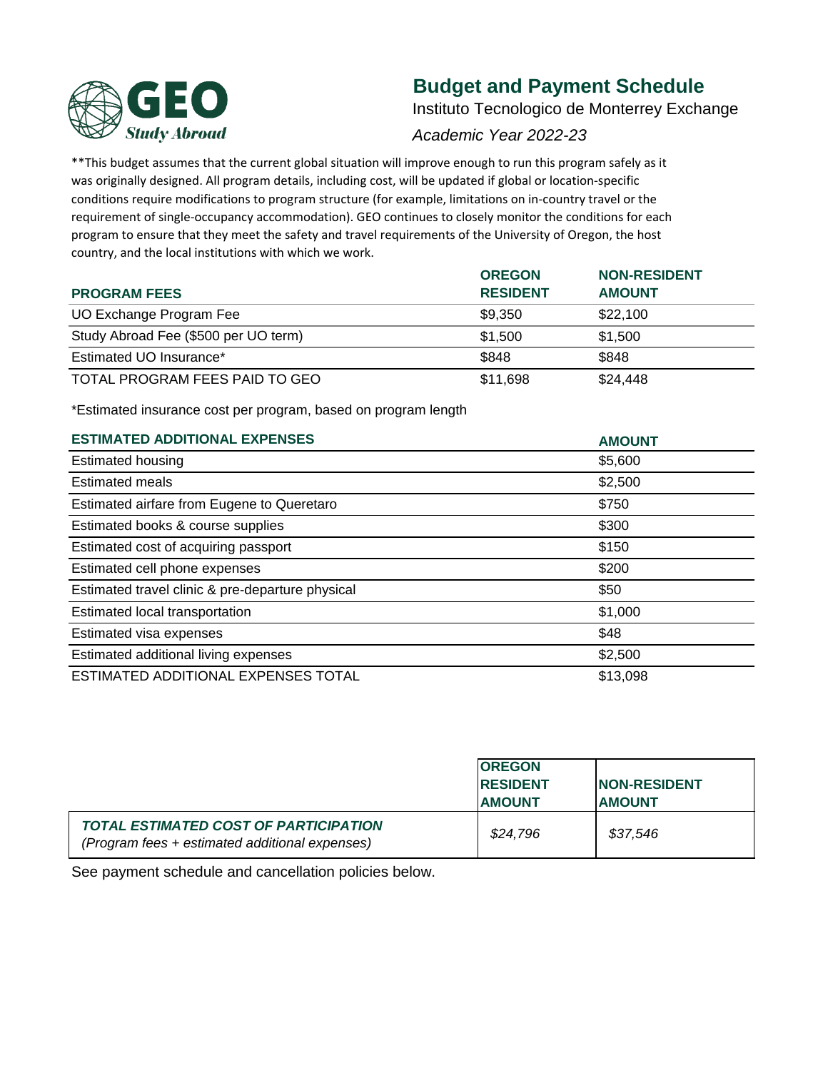GEO Study Abroad

# Budget and Payment Schedule

Instituto Tecnologico de Monterrey Exchange

*Academic Year 2022-23*

**This budget assumes that the current global situation will improve enough to run this program safely as it was originally designed. All program details, including cost, will be updated if global or location-specific conditions require modifications to program structure (for example, limitations on in-country travel or the requirement of single-occupancy accommodation). GEO continues to closely monitor the conditions for each program to ensure that they meet the safety and travel requirements of the University of Oregon, the host country, and the local institutions with which we work.

| PROGRAM FEES | OREGON RESIDENT | NON-RESIDENT AMOUNT |
|---|---|---|
| UO Exchange Program Fee | $9,350 | $22,100 |
| Study Abroad Fee ($500 per UO term) | $1,500 | $1,500 |
| Estimated UO Insurance* | $848 | $848 |
| TOTAL PROGRAM FEES PAID TO GEO | $11,698 | $24,448 |

*Estimated insurance cost per program, based on program length

| ESTIMATED ADDITIONAL EXPENSES | AMOUNT |
|---|---|
| Estimated housing | $5,600 |
| Estimated meals | $2,500 |
| Estimated airfare from Eugene to Queretaro | $750 |
| Estimated books & course supplies | $300 |
| Estimated cost of acquiring passport | $150 |
| Estimated cell phone expenses | $200 |
| Estimated travel clinic & pre-departure physical | $50 |
| Estimated local transportation | $1,000 |
| Estimated visa expenses | $48 |
| Estimated additional living expenses | $2,500 |
| ESTIMATED ADDITIONAL EXPENSES TOTAL | $13,098 |

| | OREGON RESIDENT AMOUNT | NON-RESIDENT AMOUNT |
|---|---|---|
| ***TOTAL ESTIMATED COST OF PARTICIPATION*** *(Program fees + estimated additional expenses)* | *$24,796* | *$37,546* |

See payment schedule and cancellation policies below.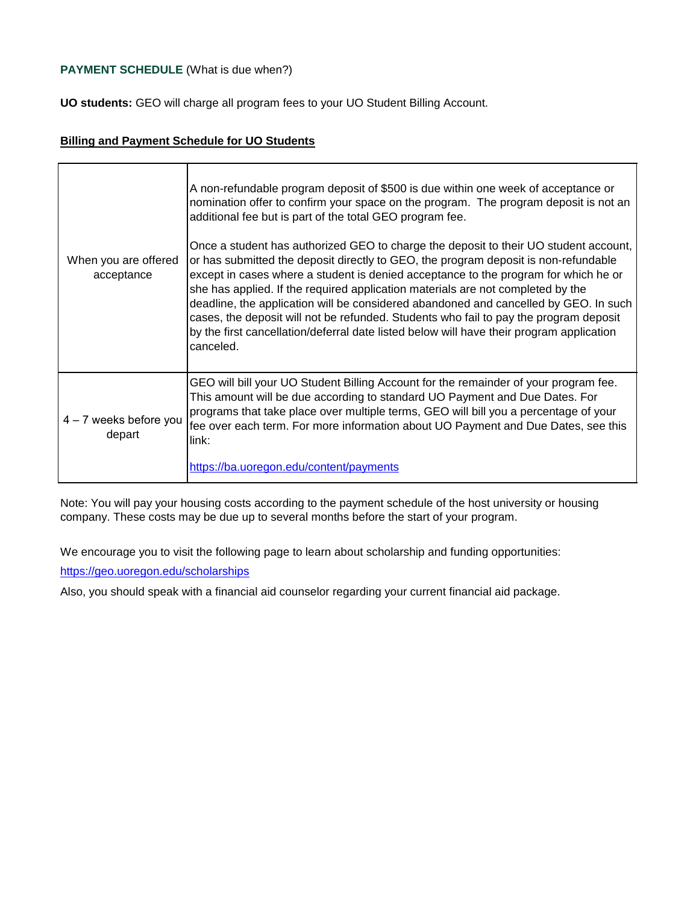**PAYMENT SCHEDULE** (What is due when?)

**UO students:** GEO will charge all program fees to your UO Student Billing Account.

**Billing and Payment Schedule for UO Students**

| | |
|---|---|
| When you are offered acceptance | A non-refundable program deposit of $500 is due within one week of acceptance or nomination offer to confirm your space on the program. The program deposit is not an additional fee but is part of the total GEO program fee.<br><br>Once a student has authorized GEO to charge the deposit to their UO student account, or has submitted the deposit directly to GEO, the program deposit is non-refundable except in cases where a student is denied acceptance to the program for which he or she has applied. If the required application materials are not completed by the deadline, the application will be considered abandoned and cancelled by GEO. In such cases, the deposit will not be refunded. Students who fail to pay the program deposit by the first cancellation/deferral date listed below will have their program application canceled. |
| 4 – 7 weeks before you depart | GEO will bill your UO Student Billing Account for the remainder of your program fee. This amount will be due according to standard UO Payment and Due Dates. For programs that take place over multiple terms, GEO will bill you a percentage of your fee over each term. For more information about UO Payment and Due Dates, see this link:<br><br>https://ba.uoregon.edu/content/payments |

Note: You will pay your housing costs according to the payment schedule of the host university or housing company. These costs may be due up to several months before the start of your program.

We encourage you to visit the following page to learn about scholarship and funding opportunities:

https://geo.uoregon.edu/scholarships

Also, you should speak with a financial aid counselor regarding your current financial aid package.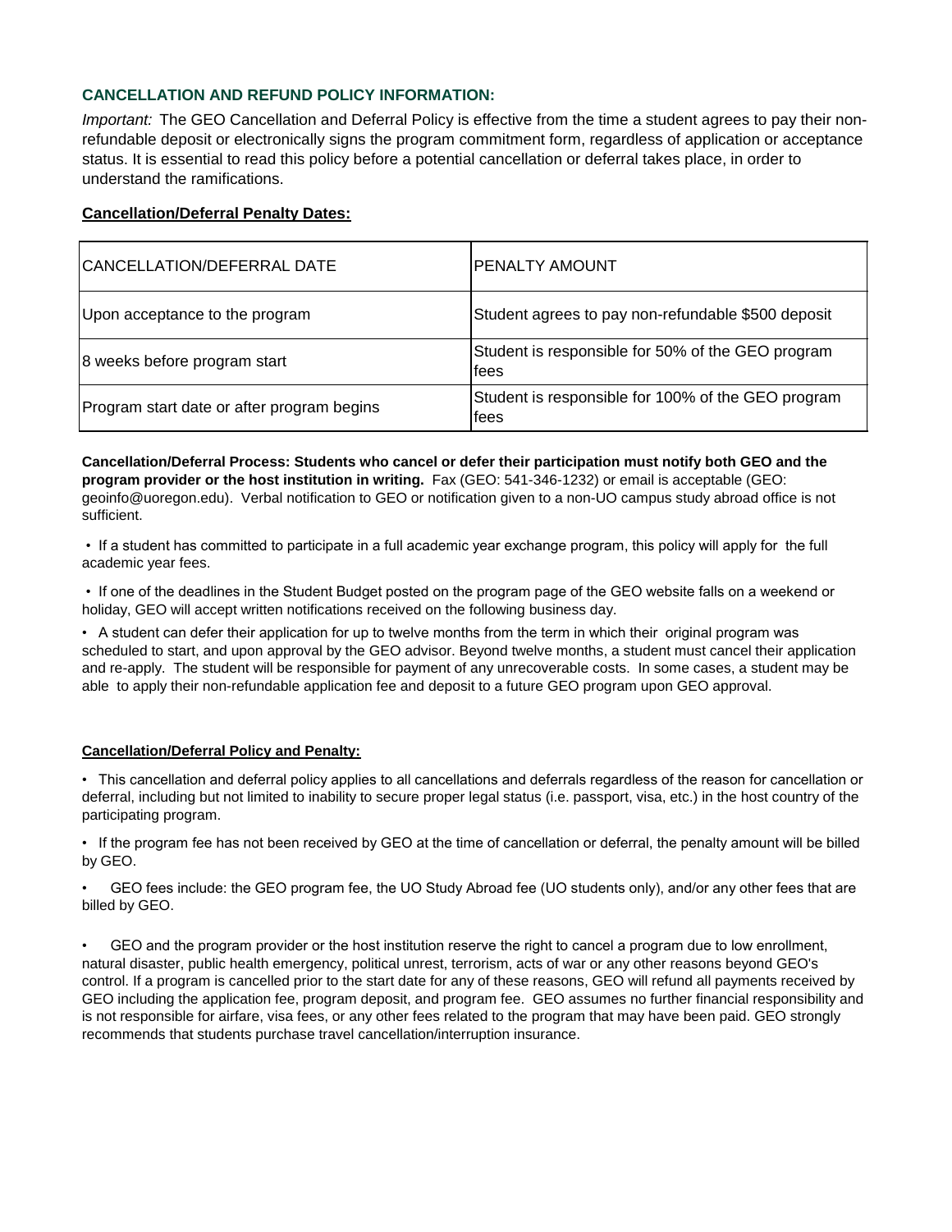## CANCELLATION AND REFUND POLICY INFORMATION:

*Important:* The GEO Cancellation and Deferral Policy is effective from the time a student agrees to pay their non-refundable deposit or electronically signs the program commitment form, regardless of application or acceptance status. It is essential to read this policy before a potential cancellation or deferral takes place, in order to understand the ramifications.

**Cancellation/Deferral Penalty Dates:**

| CANCELLATION/DEFERRAL DATE | PENALTY AMOUNT |
|---|---|
| Upon acceptance to the program | Student agrees to pay non-refundable $500 deposit |
| 8 weeks before program start | Student is responsible for 50% of the GEO program fees |
| Program start date or after program begins | Student is responsible for 100% of the GEO program fees |

**Cancellation/Deferral Process: Students who cancel or defer their participation must notify both GEO and the program provider or the host institution in writing.** Fax (GEO: 541-346-1232) or email is acceptable (GEO: geoinfo@uoregon.edu). Verbal notification to GEO or notification given to a non-UO campus study abroad office is not sufficient.

- If a student has committed to participate in a full academic year exchange program, this policy will apply for the full academic year fees.
- If one of the deadlines in the Student Budget posted on the program page of the GEO website falls on a weekend or holiday, GEO will accept written notifications received on the following business day.
- A student can defer their application for up to twelve months from the term in which their original program was scheduled to start, and upon approval by the GEO advisor. Beyond twelve months, a student must cancel their application and re-apply. The student will be responsible for payment of any unrecoverable costs. In some cases, a student may be able to apply their non-refundable application fee and deposit to a future GEO program upon GEO approval.

**Cancellation/Deferral Policy and Penalty:**

- This cancellation and deferral policy applies to all cancellations and deferrals regardless of the reason for cancellation or deferral, including but not limited to inability to secure proper legal status (i.e. passport, visa, etc.) in the host country of the participating program.
- If the program fee has not been received by GEO at the time of cancellation or deferral, the penalty amount will be billed by GEO.
- GEO fees include: the GEO program fee, the UO Study Abroad fee (UO students only), and/or any other fees that are billed by GEO.
- GEO and the program provider or the host institution reserve the right to cancel a program due to low enrollment, natural disaster, public health emergency, political unrest, terrorism, acts of war or any other reasons beyond GEO's control. If a program is cancelled prior to the start date for any of these reasons, GEO will refund all payments received by GEO including the application fee, program deposit, and program fee. GEO assumes no further financial responsibility and is not responsible for airfare, visa fees, or any other fees related to the program that may have been paid. GEO strongly recommends that students purchase travel cancellation/interruption insurance.